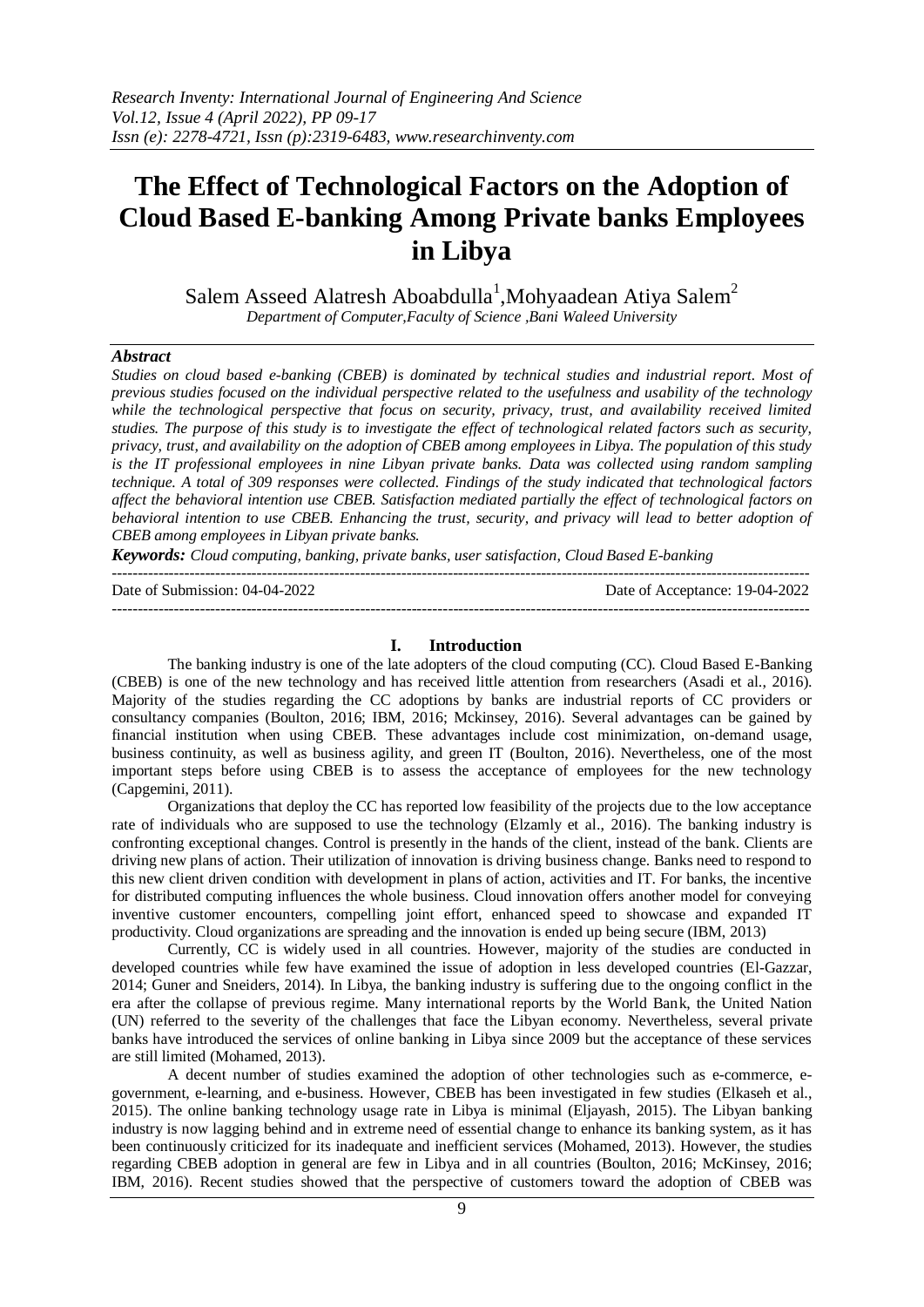# The Effect of Technological Factors on the Adoption of Cloud Based E-banking Among Private banks Employees in Libya

Salem Asseed Alatresh Aboabdulla[1], Mohyaadean Atiya Salem[2]

*Department of Computer, Faculty of Science, Bani Waleed University*

### *Abstract*

*Studies on cloud based e-banking (CBEB) is dominated by technical studies and industrial report. Most of previous studies focused on the individual perspective related to the usefulness and usability of the technology while the technological perspective that focus on security, privacy, trust, and availability received limited studies. The purpose of this study is to investigate the effect of technological related factors such as security, privacy, trust, and availability on the adoption of CBEB among employees in Libya. The population of this study is the IT professional employees in nine Libyan private banks. Data was collected using random sampling technique. A total of 309 responses were collected. Findings of the study indicated that technological factors affect the behavioral intention use CBEB. Satisfaction mediated partially the effect of technological factors on behavioral intention to use CBEB. Enhancing the trust, security, and privacy will lead to better adoption of CBEB among employees in Libyan private banks.*

***Keywords:*** *Cloud computing, banking, private banks, user satisfaction, Cloud Based E-banking*

---

Date of Submission: 04-04-2022 Date of Acceptance: 19-04-2022

---

## I. Introduction

The banking industry is one of the late adopters of the cloud computing (CC). Cloud Based E-Banking (CBEB) is one of the new technology and has received little attention from researchers (Asadi et al., 2016). Majority of the studies regarding the CC adoptions by banks are industrial reports of CC providers or consultancy companies (Boulton, 2016; IBM, 2016; Mckinsey, 2016). Several advantages can be gained by financial institution when using CBEB. These advantages include cost minimization, on-demand usage, business continuity, as well as business agility, and green IT (Boulton, 2016). Nevertheless, one of the most important steps before using CBEB is to assess the acceptance of employees for the new technology (Capgemini, 2011).

Organizations that deploy the CC has reported low feasibility of the projects due to the low acceptance rate of individuals who are supposed to use the technology (Elzamly et al., 2016). The banking industry is confronting exceptional changes. Control is presently in the hands of the client, instead of the bank. Clients are driving new plans of action. Their utilization of innovation is driving business change. Banks need to respond to this new client driven condition with development in plans of action, activities and IT. For banks, the incentive for distributed computing influences the whole business. Cloud innovation offers another model for conveying inventive customer encounters, compelling joint effort, enhanced speed to showcase and expanded IT productivity. Cloud organizations are spreading and the innovation is ended up being secure (IBM, 2013)

Currently, CC is widely used in all countries. However, majority of the studies are conducted in developed countries while few have examined the issue of adoption in less developed countries (El-Gazzar, 2014; Guner and Sneiders, 2014). In Libya, the banking industry is suffering due to the ongoing conflict in the era after the collapse of previous regime. Many international reports by the World Bank, the United Nation (UN) referred to the severity of the challenges that face the Libyan economy. Nevertheless, several private banks have introduced the services of online banking in Libya since 2009 but the acceptance of these services are still limited (Mohamed, 2013).

A decent number of studies examined the adoption of other technologies such as e-commerce, e-government, e-learning, and e-business. However, CBEB has been investigated in few studies (Elkaseh et al., 2015). The online banking technology usage rate in Libya is minimal (Eljayash, 2015). The Libyan banking industry is now lagging behind and in extreme need of essential change to enhance its banking system, as it has been continuously criticized for its inadequate and inefficient services (Mohamed, 2013). However, the studies regarding CBEB adoption in general are few in Libya and in all countries (Boulton, 2016; McKinsey, 2016; IBM, 2016). Recent studies showed that the perspective of customers toward the adoption of CBEB was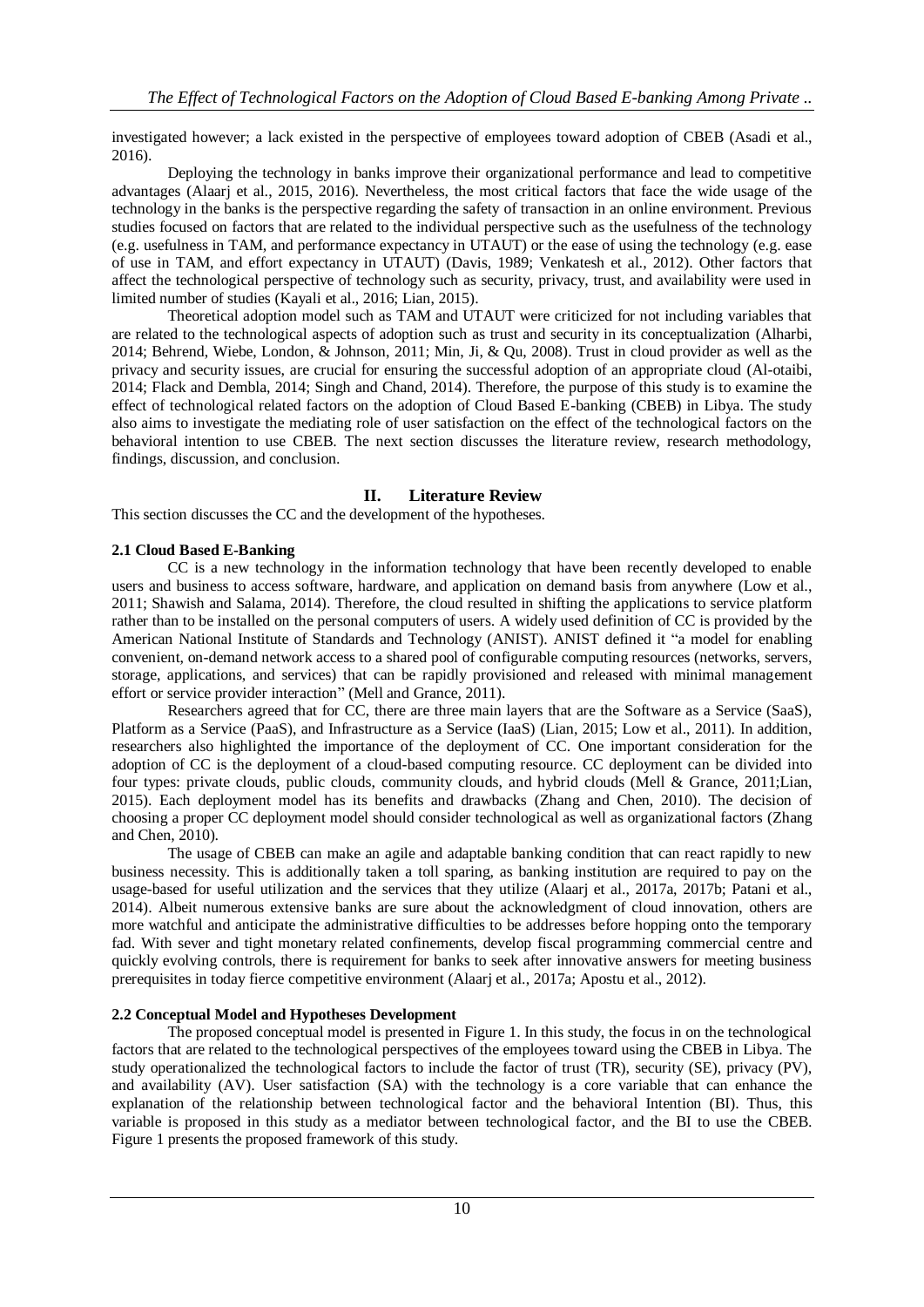investigated however; a lack existed in the perspective of employees toward adoption of CBEB (Asadi et al., 2016).

Deploying the technology in banks improve their organizational performance and lead to competitive advantages (Alaarj et al., 2015, 2016). Nevertheless, the most critical factors that face the wide usage of the technology in the banks is the perspective regarding the safety of transaction in an online environment. Previous studies focused on factors that are related to the individual perspective such as the usefulness of the technology (e.g. usefulness in TAM, and performance expectancy in UTAUT) or the ease of using the technology (e.g. ease of use in TAM, and effort expectancy in UTAUT) (Davis, 1989; Venkatesh et al., 2012). Other factors that affect the technological perspective of technology such as security, privacy, trust, and availability were used in limited number of studies (Kayali et al., 2016; Lian, 2015).

Theoretical adoption model such as TAM and UTAUT were criticized for not including variables that are related to the technological aspects of adoption such as trust and security in its conceptualization (Alharbi, 2014; Behrend, Wiebe, London, & Johnson, 2011; Min, Ji, & Qu, 2008). Trust in cloud provider as well as the privacy and security issues, are crucial for ensuring the successful adoption of an appropriate cloud (Al-otaibi, 2014; Flack and Dembla, 2014; Singh and Chand, 2014). Therefore, the purpose of this study is to examine the effect of technological related factors on the adoption of Cloud Based E-banking (CBEB) in Libya. The study also aims to investigate the mediating role of user satisfaction on the effect of the technological factors on the behavioral intention to use CBEB. The next section discusses the literature review, research methodology, findings, discussion, and conclusion.

## II. Literature Review

This section discusses the CC and the development of the hypotheses.

### 2.1 Cloud Based E-Banking

CC is a new technology in the information technology that have been recently developed to enable users and business to access software, hardware, and application on demand basis from anywhere (Low et al., 2011; Shawish and Salama, 2014). Therefore, the cloud resulted in shifting the applications to service platform rather than to be installed on the personal computers of users. A widely used definition of CC is provided by the American National Institute of Standards and Technology (ANIST). ANIST defined it "a model for enabling convenient, on-demand network access to a shared pool of configurable computing resources (networks, servers, storage, applications, and services) that can be rapidly provisioned and released with minimal management effort or service provider interaction" (Mell and Grance, 2011).

Researchers agreed that for CC, there are three main layers that are the Software as a Service (SaaS), Platform as a Service (PaaS), and Infrastructure as a Service (IaaS) (Lian, 2015; Low et al., 2011). In addition, researchers also highlighted the importance of the deployment of CC. One important consideration for the adoption of CC is the deployment of a cloud-based computing resource. CC deployment can be divided into four types: private clouds, public clouds, community clouds, and hybrid clouds (Mell & Grance, 2011;Lian, 2015). Each deployment model has its benefits and drawbacks (Zhang and Chen, 2010). The decision of choosing a proper CC deployment model should consider technological as well as organizational factors (Zhang and Chen, 2010).

The usage of CBEB can make an agile and adaptable banking condition that can react rapidly to new business necessity. This is additionally taken a toll sparing, as banking institution are required to pay on the usage-based for useful utilization and the services that they utilize (Alaarj et al., 2017a, 2017b; Patani et al., 2014). Albeit numerous extensive banks are sure about the acknowledgment of cloud innovation, others are more watchful and anticipate the administrative difficulties to be addresses before hopping onto the temporary fad. With sever and tight monetary related confinements, develop fiscal programming commercial centre and quickly evolving controls, there is requirement for banks to seek after innovative answers for meeting business prerequisites in today fierce competitive environment (Alaarj et al., 2017a; Apostu et al., 2012).

### 2.2 Conceptual Model and Hypotheses Development

The proposed conceptual model is presented in Figure 1. In this study, the focus in on the technological factors that are related to the technological perspectives of the employees toward using the CBEB in Libya. The study operationalized the technological factors to include the factor of trust (TR), security (SE), privacy (PV), and availability (AV). User satisfaction (SA) with the technology is a core variable that can enhance the explanation of the relationship between technological factor and the behavioral Intention (BI). Thus, this variable is proposed in this study as a mediator between technological factor, and the BI to use the CBEB. Figure 1 presents the proposed framework of this study.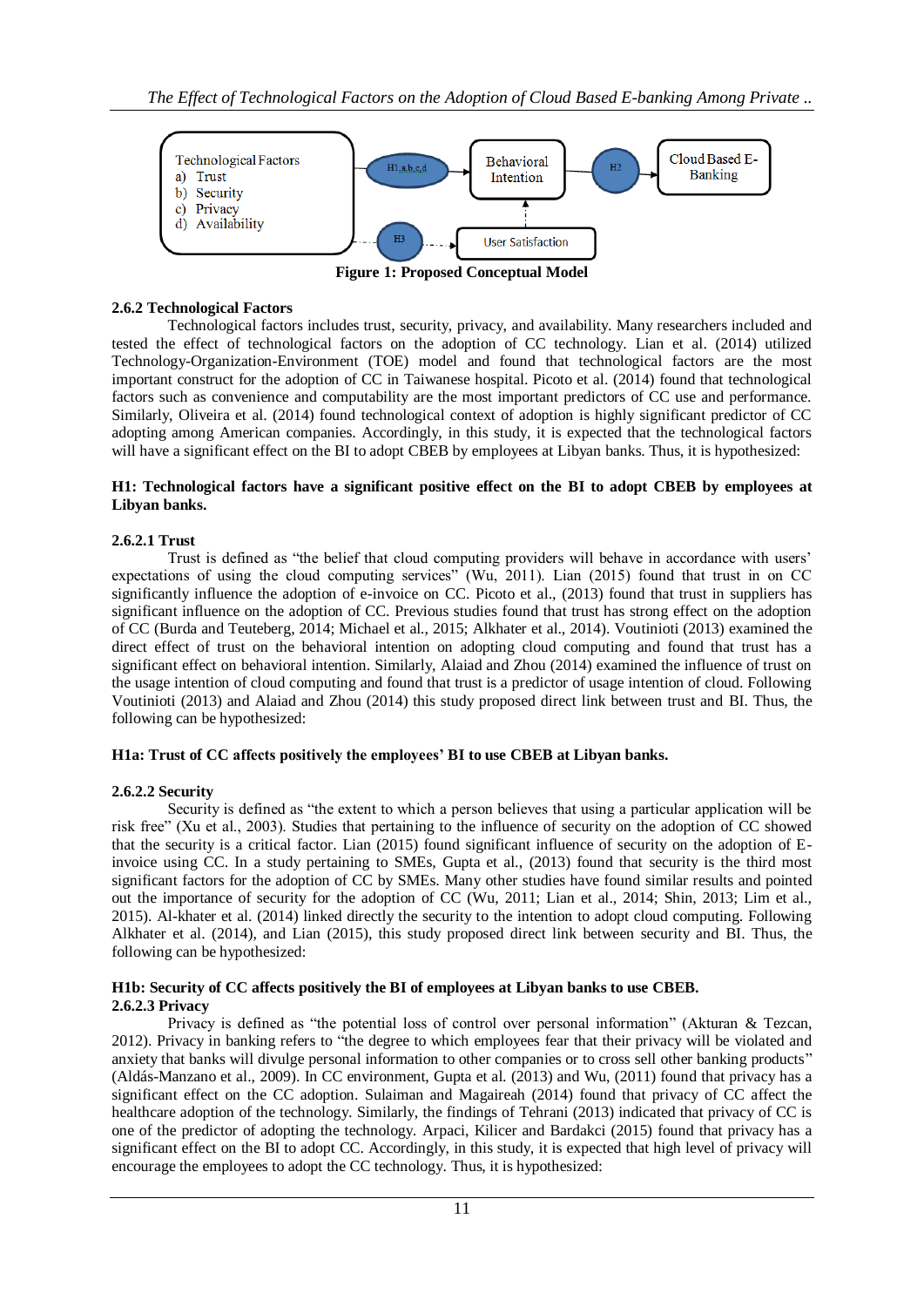Figure 1: Proposed Conceptual Model

### 2.6.2 Technological Factors

Technological factors includes trust, security, privacy, and availability. Many researchers included and tested the effect of technological factors on the adoption of CC technology. Lian et al. (2014) utilized Technology-Organization-Environment (TOE) model and found that technological factors are the most important construct for the adoption of CC in Taiwanese hospital. Picoto et al. (2014) found that technological factors such as convenience and computability are the most important predictors of CC use and performance. Similarly, Oliveira et al. (2014) found technological context of adoption is highly significant predictor of CC adopting among American companies. Accordingly, in this study, it is expected that the technological factors will have a significant effect on the BI to adopt CBEB by employees at Libyan banks. Thus, it is hypothesized:

**H1: Technological factors have a significant positive effect on the BI to adopt CBEB by employees at Libyan banks.**

#### 2.6.2.1 Trust

Trust is defined as "the belief that cloud computing providers will behave in accordance with users' expectations of using the cloud computing services" (Wu, 2011). Lian (2015) found that trust in on CC significantly influence the adoption of e-invoice on CC. Picoto et al., (2013) found that trust in suppliers has significant influence on the adoption of CC. Previous studies found that trust has strong effect on the adoption of CC (Burda and Teuteberg, 2014; Michael et al., 2015; Alkhater et al., 2014). Voutinioti (2013) examined the direct effect of trust on the behavioral intention on adopting cloud computing and found that trust has a significant effect on behavioral intention. Similarly, Alaiad and Zhou (2014) examined the influence of trust on the usage intention of cloud computing and found that trust is a predictor of usage intention of cloud. Following Voutinioti (2013) and Alaiad and Zhou (2014) this study proposed direct link between trust and BI. Thus, the following can be hypothesized:

**H1a: Trust of CC affects positively the employees' BI to use CBEB at Libyan banks.**

#### 2.6.2.2 Security

Security is defined as "the extent to which a person believes that using a particular application will be risk free" (Xu et al., 2003). Studies that pertaining to the influence of security on the adoption of CC showed that the security is a critical factor. Lian (2015) found significant influence of security on the adoption of E-invoice using CC. In a study pertaining to SMEs, Gupta et al., (2013) found that security is the third most significant factors for the adoption of CC by SMEs. Many other studies have found similar results and pointed out the importance of security for the adoption of CC (Wu, 2011; Lian et al., 2014; Shin, 2013; Lim et al., 2015). Al-khater et al. (2014) linked directly the security to the intention to adopt cloud computing. Following Alkhater et al. (2014), and Lian (2015), this study proposed direct link between security and BI. Thus, the following can be hypothesized:

**H1b: Security of CC affects positively the BI of employees at Libyan banks to use CBEB.**

#### 2.6.2.3 Privacy

Privacy is defined as "the potential loss of control over personal information" (Akturan & Tezcan, 2012). Privacy in banking refers to "the degree to which employees fear that their privacy will be violated and anxiety that banks will divulge personal information to other companies or to cross sell other banking products" (Aldás-Manzano et al., 2009). In CC environment, Gupta et al. (2013) and Wu, (2011) found that privacy has a significant effect on the CC adoption. Sulaiman and Magaireah (2014) found that privacy of CC affect the healthcare adoption of the technology. Similarly, the findings of Tehrani (2013) indicated that privacy of CC is one of the predictor of adopting the technology. Arpaci, Kilicer and Bardakci (2015) found that privacy has a significant effect on the BI to adopt CC. Accordingly, in this study, it is expected that high level of privacy will encourage the employees to adopt the CC technology. Thus, it is hypothesized: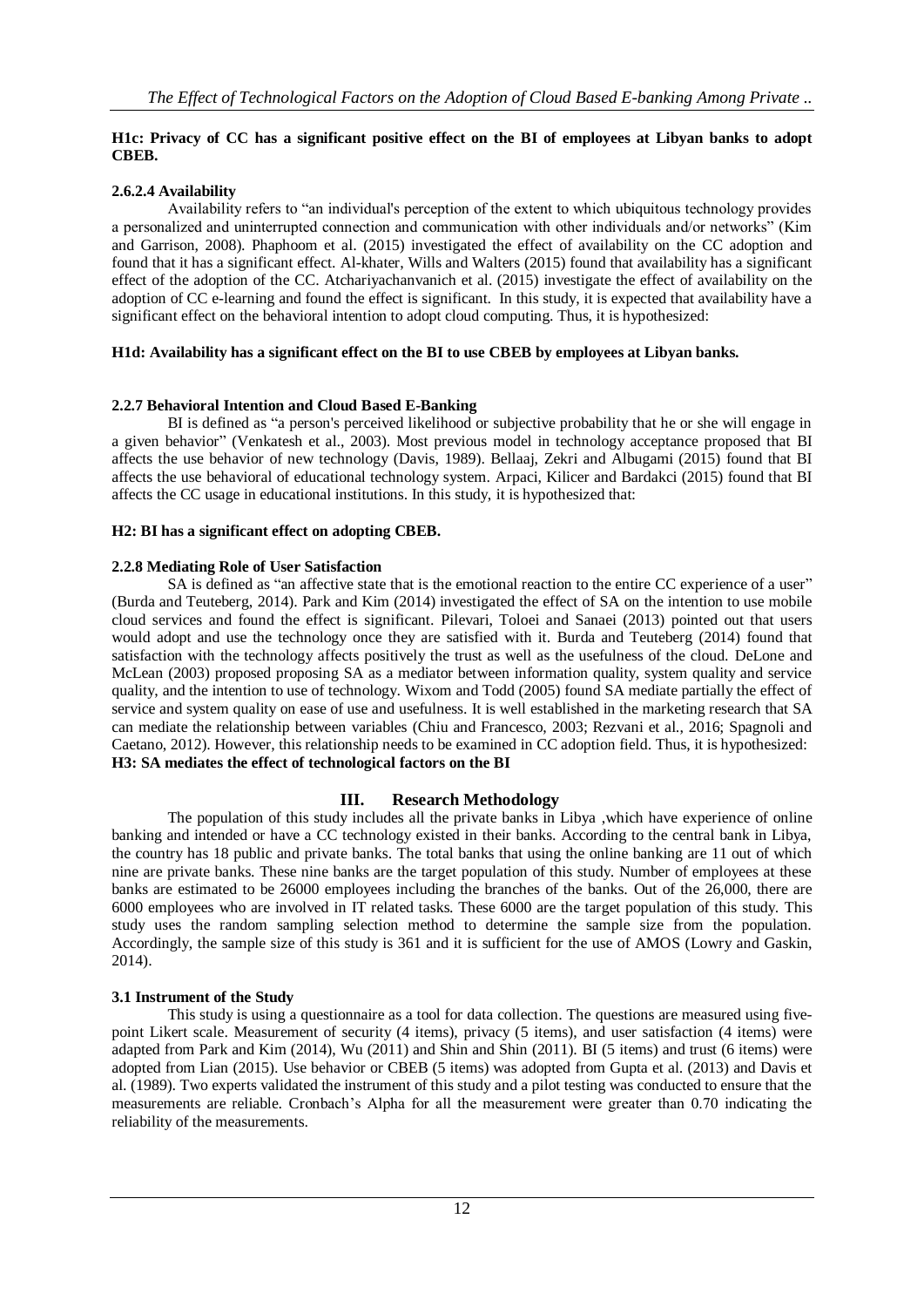**H1c: Privacy of CC has a significant positive effect on the BI of employees at Libyan banks to adopt CBEB.**

#### 2.6.2.4 Availability

Availability refers to "an individual's perception of the extent to which ubiquitous technology provides a personalized and uninterrupted connection and communication with other individuals and/or networks" (Kim and Garrison, 2008). Phaphoom et al. (2015) investigated the effect of availability on the CC adoption and found that it has a significant effect. Al-khater, Wills and Walters (2015) found that availability has a significant effect of the adoption of the CC. Atchariyachanvanich et al. (2015) investigate the effect of availability on the adoption of CC e-learning and found the effect is significant. In this study, it is expected that availability have a significant effect on the behavioral intention to adopt cloud computing. Thus, it is hypothesized:

**H1d: Availability has a significant effect on the BI to use CBEB by employees at Libyan banks.**

### 2.2.7 Behavioral Intention and Cloud Based E-Banking

BI is defined as "a person's perceived likelihood or subjective probability that he or she will engage in a given behavior" (Venkatesh et al., 2003). Most previous model in technology acceptance proposed that BI affects the use behavior of new technology (Davis, 1989). Bellaaj, Zekri and Albugami (2015) found that BI affects the use behavioral of educational technology system. Arpaci, Kilicer and Bardakci (2015) found that BI affects the CC usage in educational institutions. In this study, it is hypothesized that:

**H2: BI has a significant effect on adopting CBEB.**

### 2.2.8 Mediating Role of User Satisfaction

SA is defined as "an affective state that is the emotional reaction to the entire CC experience of a user" (Burda and Teuteberg, 2014). Park and Kim (2014) investigated the effect of SA on the intention to use mobile cloud services and found the effect is significant. Pilevari, Toloei and Sanaei (2013) pointed out that users would adopt and use the technology once they are satisfied with it. Burda and Teuteberg (2014) found that satisfaction with the technology affects positively the trust as well as the usefulness of the cloud. DeLone and McLean (2003) proposed proposing SA as a mediator between information quality, system quality and service quality, and the intention to use of technology. Wixom and Todd (2005) found SA mediate partially the effect of service and system quality on ease of use and usefulness. It is well established in the marketing research that SA can mediate the relationship between variables (Chiu and Francesco, 2003; Rezvani et al., 2016; Spagnoli and Caetano, 2012). However, this relationship needs to be examined in CC adoption field. Thus, it is hypothesized:
**H3: SA mediates the effect of technological factors on the BI**

## III. Research Methodology

The population of this study includes all the private banks in Libya ,which have experience of online banking and intended or have a CC technology existed in their banks. According to the central bank in Libya, the country has 18 public and private banks. The total banks that using the online banking are 11 out of which nine are private banks. These nine banks are the target population of this study. Number of employees at these banks are estimated to be 26000 employees including the branches of the banks. Out of the 26,000, there are 6000 employees who are involved in IT related tasks. These 6000 are the target population of this study. This study uses the random sampling selection method to determine the sample size from the population. Accordingly, the sample size of this study is 361 and it is sufficient for the use of AMOS (Lowry and Gaskin, 2014).

### 3.1 Instrument of the Study

This study is using a questionnaire as a tool for data collection. The questions are measured using five-point Likert scale. Measurement of security (4 items), privacy (5 items), and user satisfaction (4 items) were adapted from Park and Kim (2014), Wu (2011) and Shin and Shin (2011). BI (5 items) and trust (6 items) were adopted from Lian (2015). Use behavior or CBEB (5 items) was adopted from Gupta et al. (2013) and Davis et al. (1989). Two experts validated the instrument of this study and a pilot testing was conducted to ensure that the measurements are reliable. Cronbach's Alpha for all the measurement were greater than 0.70 indicating the reliability of the measurements.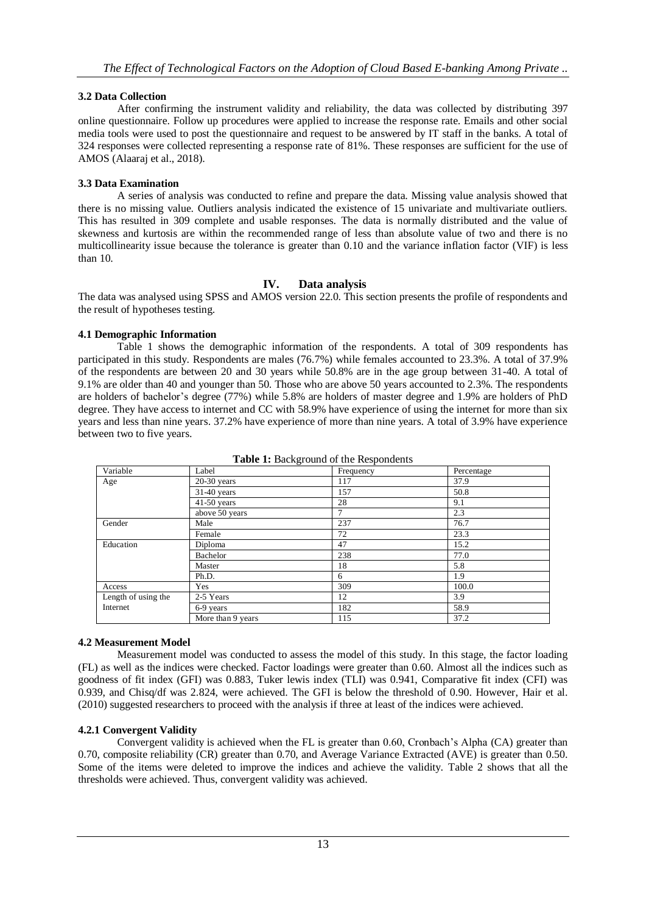### 3.2 Data Collection

After confirming the instrument validity and reliability, the data was collected by distributing 397 online questionnaire. Follow up procedures were applied to increase the response rate. Emails and other social media tools were used to post the questionnaire and request to be answered by IT staff in the banks. A total of 324 responses were collected representing a response rate of 81%. These responses are sufficient for the use of AMOS (Alaaraj et al., 2018).

### 3.3 Data Examination

A series of analysis was conducted to refine and prepare the data. Missing value analysis showed that there is no missing value. Outliers analysis indicated the existence of 15 univariate and multivariate outliers. This has resulted in 309 complete and usable responses. The data is normally distributed and the value of skewness and kurtosis are within the recommended range of less than absolute value of two and there is no multicollinearity issue because the tolerance is greater than 0.10 and the variance inflation factor (VIF) is less than 10.

## IV. Data analysis

The data was analysed using SPSS and AMOS version 22.0. This section presents the profile of respondents and the result of hypotheses testing.

### 4.1 Demographic Information

Table 1 shows the demographic information of the respondents. A total of 309 respondents has participated in this study. Respondents are males (76.7%) while females accounted to 23.3%. A total of 37.9% of the respondents are between 20 and 30 years while 50.8% are in the age group between 31-40. A total of 9.1% are older than 40 and younger than 50. Those who are above 50 years accounted to 2.3%. The respondents are holders of bachelor's degree (77%) while 5.8% are holders of master degree and 1.9% are holders of PhD degree. They have access to internet and CC with 58.9% have experience of using the internet for more than six years and less than nine years. 37.2% have experience of more than nine years. A total of 3.9% have experience between two to five years.

**Table 1:** Background of the Respondents

| Variable | Label | Frequency | Percentage |
|---|---|---|---|
| Age | 20-30 years | 117 | 37.9 |
| | 31-40 years | 157 | 50.8 |
| | 41-50 years | 28 | 9.1 |
| | above 50 years | 7 | 2.3 |
| Gender | Male | 237 | 76.7 |
| | Female | 72 | 23.3 |
| Education | Diploma | 47 | 15.2 |
| | Bachelor | 238 | 77.0 |
| | Master | 18 | 5.8 |
| | Ph.D. | 6 | 1.9 |
| Access | Yes | 309 | 100.0 |
| Length of using the Internet | 2-5 Years | 12 | 3.9 |
| | 6-9 years | 182 | 58.9 |
| | More than 9 years | 115 | 37.2 |

### 4.2 Measurement Model

Measurement model was conducted to assess the model of this study. In this stage, the factor loading (FL) as well as the indices were checked. Factor loadings were greater than 0.60. Almost all the indices such as goodness of fit index (GFI) was 0.883, Tuker lewis index (TLI) was 0.941, Comparative fit index (CFI) was 0.939, and Chisq/df was 2.824, were achieved. The GFI is below the threshold of 0.90. However, Hair et al. (2010) suggested researchers to proceed with the analysis if three at least of the indices were achieved.

#### 4.2.1 Convergent Validity

Convergent validity is achieved when the FL is greater than 0.60, Cronbach's Alpha (CA) greater than 0.70, composite reliability (CR) greater than 0.70, and Average Variance Extracted (AVE) is greater than 0.50. Some of the items were deleted to improve the indices and achieve the validity. Table 2 shows that all the thresholds were achieved. Thus, convergent validity was achieved.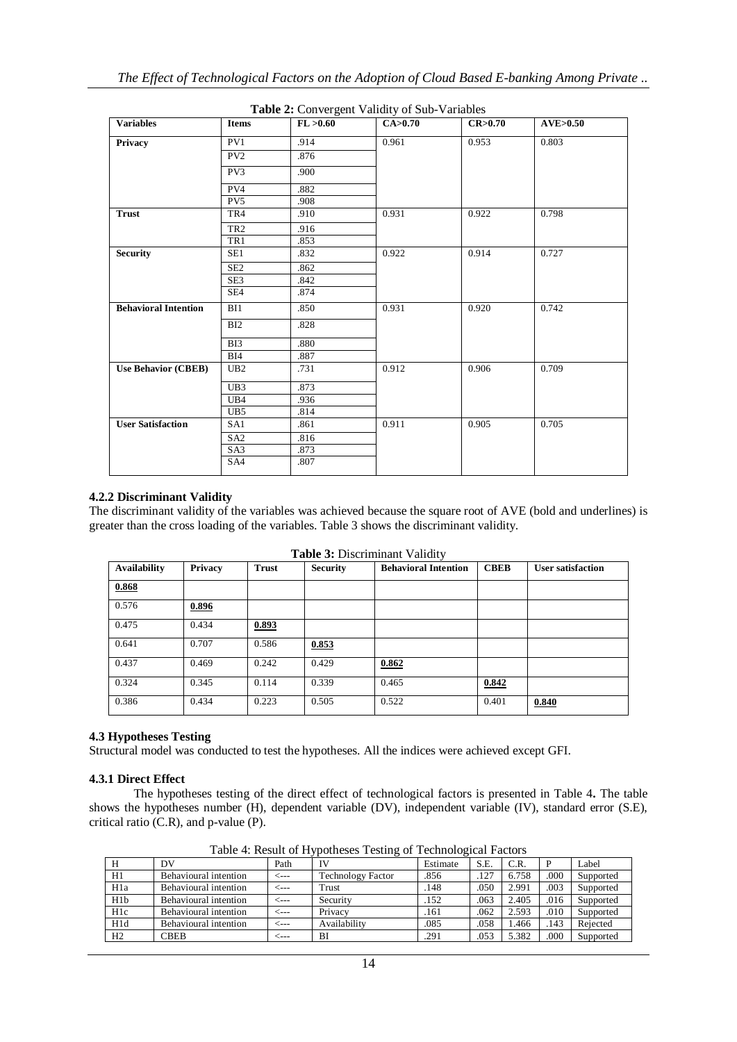**Table 2:** Convergent Validity of Sub-Variables

| Variables | Items | FL >0.60 | CA>0.70 | CR>0.70 | AVE>0.50 |
|---|---|---|---|---|---|
| **Privacy** | PV1 | .914 | 0.961 | 0.953 | 0.803 |
| | PV2 | .876 | | | |
| | PV3 | .900 | | | |
| | PV4 | .882 | | | |
| | PV5 | .908 | | | |
| **Trust** | TR4 | .910 | 0.931 | 0.922 | 0.798 |
| | TR2 | .916 | | | |
| | TR1 | .853 | | | |
| **Security** | SE1 | .832 | 0.922 | 0.914 | 0.727 |
| | SE2 | .862 | | | |
| | SE3 | .842 | | | |
| | SE4 | .874 | | | |
| **Behavioral Intention** | BI1 | .850 | 0.931 | 0.920 | 0.742 |
| | BI2 | .828 | | | |
| | BI3 | .880 | | | |
| | BI4 | .887 | | | |
| **Use Behavior (CBEB)** | UB2 | .731 | 0.912 | 0.906 | 0.709 |
| | UB3 | .873 | | | |
| | UB4 | .936 | | | |
| | UB5 | .814 | | | |
| **User Satisfaction** | SA1 | .861 | 0.911 | 0.905 | 0.705 |
| | SA2 | .816 | | | |
| | SA3 | .873 | | | |
| | SA4 | .807 | | | |

### 4.2.2 Discriminant Validity

The discriminant validity of the variables was achieved because the square root of AVE (bold and underlines) is greater than the cross loading of the variables. Table 3 shows the discriminant validity.

**Table 3:** Discriminant Validity

| Availability | Privacy | Trust | Security | Behavioral Intention | CBEB | User satisfaction |
|---|---|---|---|---|---|---|
| **0.868** | | | | | | |
| 0.576 | **0.896** | | | | | |
| 0.475 | 0.434 | **0.893** | | | | |
| 0.641 | 0.707 | 0.586 | **0.853** | | | |
| 0.437 | 0.469 | 0.242 | 0.429 | **0.862** | | |
| 0.324 | 0.345 | 0.114 | 0.339 | 0.465 | **0.842** | |
| 0.386 | 0.434 | 0.223 | 0.505 | 0.522 | 0.401 | **0.840** |

### 4.3 Hypotheses Testing

Structural model was conducted to test the hypotheses. All the indices were achieved except GFI.

### 4.3.1 Direct Effect

The hypotheses testing of the direct effect of technological factors is presented in Table 4**.** The table shows the hypotheses number (H), dependent variable (DV), independent variable (IV), standard error (S.E), critical ratio (C.R), and p-value (P).

Table 4: Result of Hypotheses Testing of Technological Factors

| H | DV | Path | IV | Estimate | S.E. | C.R. | P | Label |
|---|---|---|---|---|---|---|---|---|
| H1 | Behavioural intention | <--- | Technology Factor | .856 | .127 | 6.758 | .000 | Supported |
| H1a | Behavioural intention | <--- | Trust | .148 | .050 | 2.991 | .003 | Supported |
| H1b | Behavioural intention | <--- | Security | .152 | .063 | 2.405 | .016 | Supported |
| H1c | Behavioural intention | <--- | Privacy | .161 | .062 | 2.593 | .010 | Supported |
| H1d | Behavioural intention | <--- | Availability | .085 | .058 | 1.466 | .143 | Rejected |
| H2 | CBEB | <--- | BI | .291 | .053 | 5.382 | .000 | Supported |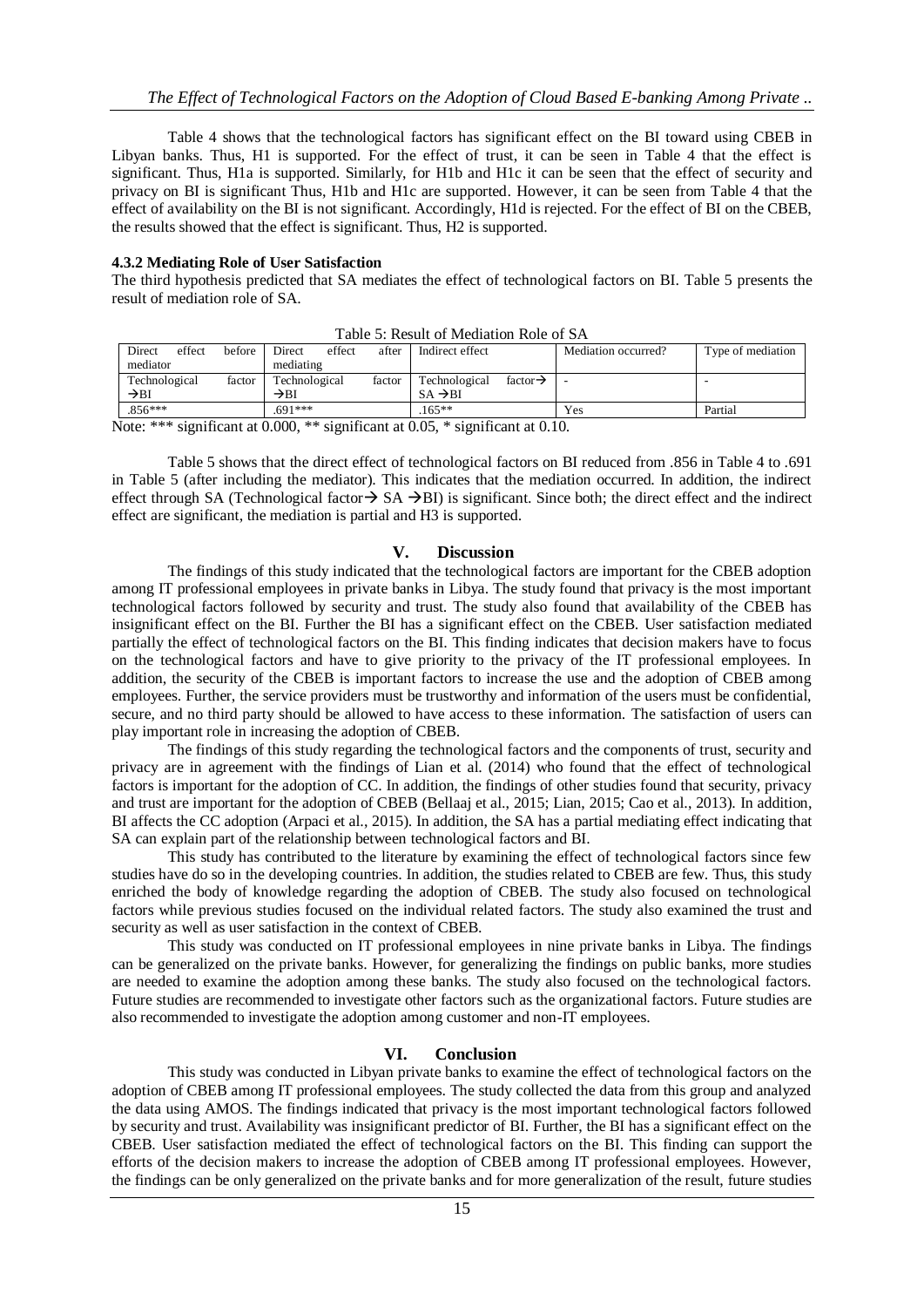Table 4 shows that the technological factors has significant effect on the BI toward using CBEB in Libyan banks. Thus, H1 is supported. For the effect of trust, it can be seen in Table 4 that the effect is significant. Thus, H1a is supported. Similarly, for H1b and H1c it can be seen that the effect of security and privacy on BI is significant Thus, H1b and H1c are supported. However, it can be seen from Table 4 that the effect of availability on the BI is not significant. Accordingly, H1d is rejected. For the effect of BI on the CBEB, the results showed that the effect is significant. Thus, H2 is supported.

#### 4.3.2 Mediating Role of User Satisfaction

The third hypothesis predicted that SA mediates the effect of technological factors on BI. Table 5 presents the result of mediation role of SA.

Table 5: Result of Mediation Role of SA

| Direct effect before mediator | Direct effect after mediating | Indirect effect | Mediation occurred? | Type of mediation |
|---|---|---|---|---|
| Technological factor →BI | Technological factor →BI | Technological factor→ SA →BI | - | - |
| .856*** | .691*** | .165** | Yes | Partial |

Note: *** significant at 0.000, ** significant at 0.05, * significant at 0.10.

Table 5 shows that the direct effect of technological factors on BI reduced from .856 in Table 4 to .691 in Table 5 (after including the mediator). This indicates that the mediation occurred. In addition, the indirect effect through SA (Technological factor→ SA →BI) is significant. Since both; the direct effect and the indirect effect are significant, the mediation is partial and H3 is supported.

## V. Discussion

The findings of this study indicated that the technological factors are important for the CBEB adoption among IT professional employees in private banks in Libya. The study found that privacy is the most important technological factors followed by security and trust. The study also found that availability of the CBEB has insignificant effect on the BI. Further the BI has a significant effect on the CBEB. User satisfaction mediated partially the effect of technological factors on the BI. This finding indicates that decision makers have to focus on the technological factors and have to give priority to the privacy of the IT professional employees. In addition, the security of the CBEB is important factors to increase the use and the adoption of CBEB among employees. Further, the service providers must be trustworthy and information of the users must be confidential, secure, and no third party should be allowed to have access to these information. The satisfaction of users can play important role in increasing the adoption of CBEB.

The findings of this study regarding the technological factors and the components of trust, security and privacy are in agreement with the findings of Lian et al. (2014) who found that the effect of technological factors is important for the adoption of CC. In addition, the findings of other studies found that security, privacy and trust are important for the adoption of CBEB (Bellaaj et al., 2015; Lian, 2015; Cao et al., 2013). In addition, BI affects the CC adoption (Arpaci et al., 2015). In addition, the SA has a partial mediating effect indicating that SA can explain part of the relationship between technological factors and BI.

This study has contributed to the literature by examining the effect of technological factors since few studies have do so in the developing countries. In addition, the studies related to CBEB are few. Thus, this study enriched the body of knowledge regarding the adoption of CBEB. The study also focused on technological factors while previous studies focused on the individual related factors. The study also examined the trust and security as well as user satisfaction in the context of CBEB.

This study was conducted on IT professional employees in nine private banks in Libya. The findings can be generalized on the private banks. However, for generalizing the findings on public banks, more studies are needed to examine the adoption among these banks. The study also focused on the technological factors. Future studies are recommended to investigate other factors such as the organizational factors. Future studies are also recommended to investigate the adoption among customer and non-IT employees.

## VI. Conclusion

This study was conducted in Libyan private banks to examine the effect of technological factors on the adoption of CBEB among IT professional employees. The study collected the data from this group and analyzed the data using AMOS. The findings indicated that privacy is the most important technological factors followed by security and trust. Availability was insignificant predictor of BI. Further, the BI has a significant effect on the CBEB. User satisfaction mediated the effect of technological factors on the BI. This finding can support the efforts of the decision makers to increase the adoption of CBEB among IT professional employees. However, the findings can be only generalized on the private banks and for more generalization of the result, future studies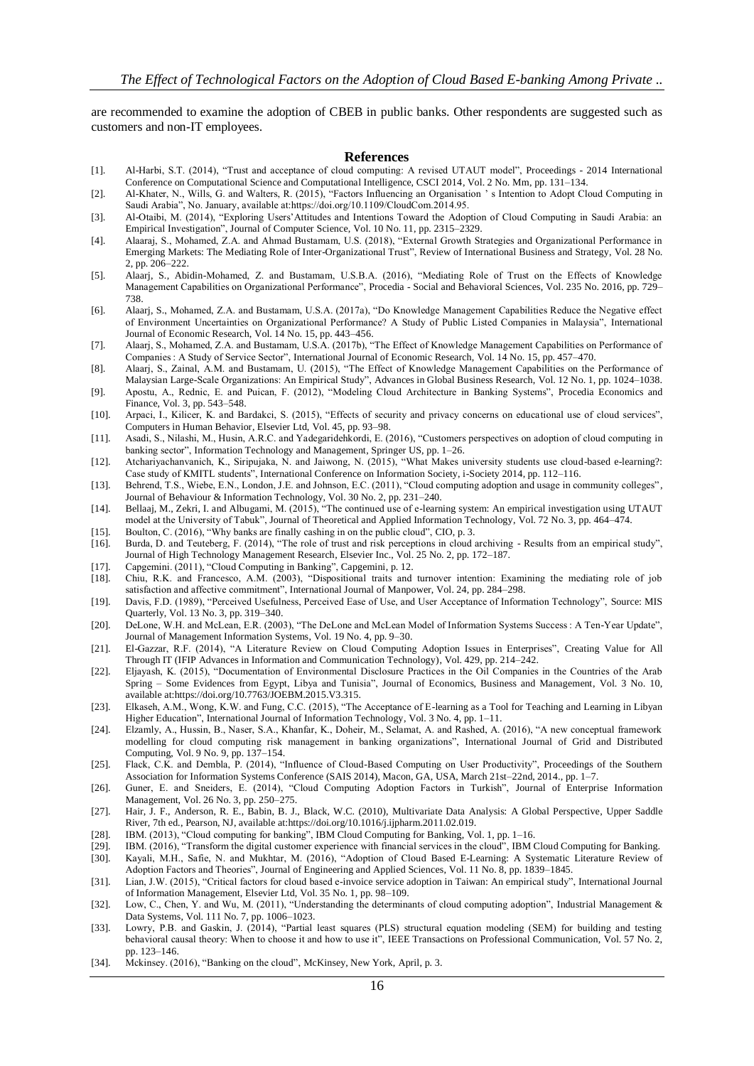are recommended to examine the adoption of CBEB in public banks. Other respondents are suggested such as customers and non-IT employees.

## References

[1]. Al-Harbi, S.T. (2014), "Trust and acceptance of cloud computing: A revised UTAUT model", Proceedings - 2014 International Conference on Computational Science and Computational Intelligence, CSCI 2014, Vol. 2 No. Mm, pp. 131–134.

[2]. Al-Khater, N., Wills, G. and Walters, R. (2015), "Factors Influencing an Organisation ' s Intention to Adopt Cloud Computing in Saudi Arabia", No. January, available at:https://doi.org/10.1109/CloudCom.2014.95.

[3]. Al-Otaibi, M. (2014), "Exploring Users'Attitudes and Intentions Toward the Adoption of Cloud Computing in Saudi Arabia: an Empirical Investigation", Journal of Computer Science, Vol. 10 No. 11, pp. 2315–2329.

[4]. Alaaraj, S., Mohamed, Z.A. and Ahmad Bustamam, U.S. (2018), "External Growth Strategies and Organizational Performance in Emerging Markets: The Mediating Role of Inter-Organizational Trust", Review of International Business and Strategy, Vol. 28 No. 2, pp. 206–222.

[5]. Alaarj, S., Abidin-Mohamed, Z. and Bustamam, U.S.B.A. (2016), "Mediating Role of Trust on the Effects of Knowledge Management Capabilities on Organizational Performance", Procedia - Social and Behavioral Sciences, Vol. 235 No. 2016, pp. 729–738.

[6]. Alaarj, S., Mohamed, Z.A. and Bustamam, U.S.A. (2017a), "Do Knowledge Management Capabilities Reduce the Negative effect of Environment Uncertainties on Organizational Performance? A Study of Public Listed Companies in Malaysia", International Journal of Economic Research, Vol. 14 No. 15, pp. 443–456.

[7]. Alaarj, S., Mohamed, Z.A. and Bustamam, U.S.A. (2017b), "The Effect of Knowledge Management Capabilities on Performance of Companies : A Study of Service Sector", International Journal of Economic Research, Vol. 14 No. 15, pp. 457–470.

[8]. Alaarj, S., Zainal, A.M. and Bustamam, U. (2015), "The Effect of Knowledge Management Capabilities on the Performance of Malaysian Large-Scale Organizations: An Empirical Study", Advances in Global Business Research, Vol. 12 No. 1, pp. 1024–1038.

[9]. Apostu, A., Rednic, E. and Puican, F. (2012), "Modeling Cloud Architecture in Banking Systems", Procedia Economics and Finance, Vol. 3, pp. 543–548.

[10]. Arpaci, I., Kilicer, K. and Bardakci, S. (2015), "Effects of security and privacy concerns on educational use of cloud services", Computers in Human Behavior, Elsevier Ltd, Vol. 45, pp. 93–98.

[11]. Asadi, S., Nilashi, M., Husin, A.R.C. and Yadegaridehkordi, E. (2016), "Customers perspectives on adoption of cloud computing in banking sector", Information Technology and Management, Springer US, pp. 1–26.

[12]. Atchariyachanvanich, K., Siripujaka, N. and Jaiwong, N. (2015), "What Makes university students use cloud-based e-learning?: Case study of KMITL students", International Conference on Information Society, i-Society 2014, pp. 112–116.

[13]. Behrend, T.S., Wiebe, E.N., London, J.E. and Johnson, E.C. (2011), "Cloud computing adoption and usage in community colleges", Journal of Behaviour & Information Technology, Vol. 30 No. 2, pp. 231–240.

[14]. Bellaaj, M., Zekri, I. and Albugami, M. (2015), "The continued use of e-learning system: An empirical investigation using UTAUT model at the University of Tabuk", Journal of Theoretical and Applied Information Technology, Vol. 72 No. 3, pp. 464–474.

[15]. Boulton, C. (2016), "Why banks are finally cashing in on the public cloud", CIO, p. 3.

[16]. Burda, D. and Teuteberg, F. (2014), "The role of trust and risk perceptions in cloud archiving - Results from an empirical study", Journal of High Technology Management Research, Elsevier Inc., Vol. 25 No. 2, pp. 172–187.

[17]. Capgemini. (2011), "Cloud Computing in Banking", Capgemini, p. 12.

[18]. Chiu, R.K. and Francesco, A.M. (2003), "Dispositional traits and turnover intention: Examining the mediating role of job satisfaction and affective commitment", International Journal of Manpower, Vol. 24, pp. 284–298.

[19]. Davis, F.D. (1989), "Perceived Usefulness, Perceived Ease of Use, and User Acceptance of Information Technology", Source: MIS Quarterly, Vol. 13 No. 3, pp. 319–340.

[20]. DeLone, W.H. and McLean, E.R. (2003), "The DeLone and McLean Model of Information Systems Success : A Ten-Year Update", Journal of Management Information Systems, Vol. 19 No. 4, pp. 9–30.

[21]. El-Gazzar, R.F. (2014), "A Literature Review on Cloud Computing Adoption Issues in Enterprises", Creating Value for All Through IT (IFIP Advances in Information and Communication Technology), Vol. 429, pp. 214–242.

[22]. Eljayash, K. (2015), "Documentation of Environmental Disclosure Practices in the Oil Companies in the Countries of the Arab Spring – Some Evidences from Egypt, Libya and Tunisia", Journal of Economics, Business and Management, Vol. 3 No. 10, available at:https://doi.org/10.7763/JOEBM.2015.V3.315.

[23]. Elkaseh, A.M., Wong, K.W. and Fung, C.C. (2015), "The Acceptance of E-learning as a Tool for Teaching and Learning in Libyan Higher Education", International Journal of Information Technology, Vol. 3 No. 4, pp. 1–11.

[24]. Elzamly, A., Hussin, B., Naser, S.A., Khanfar, K., Doheir, M., Selamat, A. and Rashed, A. (2016), "A new conceptual framework modelling for cloud computing risk management in banking organizations", International Journal of Grid and Distributed Computing, Vol. 9 No. 9, pp. 137–154.

[25]. Flack, C.K. and Dembla, P. (2014), "Influence of Cloud-Based Computing on User Productivity", Proceedings of the Southern Association for Information Systems Conference (SAIS 2014), Macon, GA, USA, March 21st–22nd, 2014., pp. 1–7.

[26]. Guner, E. and Sneiders, E. (2014), "Cloud Computing Adoption Factors in Turkish", Journal of Enterprise Information Management, Vol. 26 No. 3, pp. 250–275.

[27]. Hair, J. F., Anderson, R. E., Babin, B. J., Black, W.C. (2010), Multivariate Data Analysis: A Global Perspective, Upper Saddle River, 7th ed., Pearson, NJ, available at:https://doi.org/10.1016/j.ijpharm.2011.02.019.

[28]. IBM. (2013), "Cloud computing for banking", IBM Cloud Computing for Banking, Vol. 1, pp. 1–16.

[29]. IBM. (2016), "Transform the digital customer experience with financial services in the cloud", IBM Cloud Computing for Banking.

[30]. Kayali, M.H., Safie, N. and Mukhtar, M. (2016), "Adoption of Cloud Based E-Learning: A Systematic Literature Review of Adoption Factors and Theories", Journal of Engineering and Applied Sciences, Vol. 11 No. 8, pp. 1839–1845.

[31]. Lian, J.W. (2015), "Critical factors for cloud based e-invoice service adoption in Taiwan: An empirical study", International Journal of Information Management, Elsevier Ltd, Vol. 35 No. 1, pp. 98–109.

[32]. Low, C., Chen, Y. and Wu, M. (2011), "Understanding the determinants of cloud computing adoption", Industrial Management & Data Systems, Vol. 111 No. 7, pp. 1006–1023.

[33]. Lowry, P.B. and Gaskin, J. (2014), "Partial least squares (PLS) structural equation modeling (SEM) for building and testing behavioral causal theory: When to choose it and how to use it", IEEE Transactions on Professional Communication, Vol. 57 No. 2, pp. 123–146.

[34]. Mckinsey. (2016), "Banking on the cloud", McKinsey, New York, April, p. 3.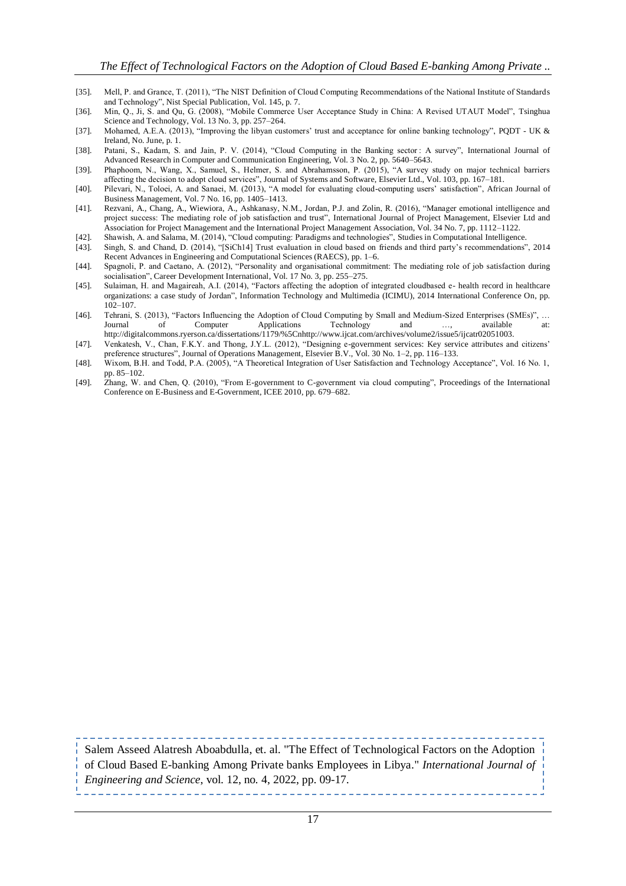[35]. Mell, P. and Grance, T. (2011), "The NIST Definition of Cloud Computing Recommendations of the National Institute of Standards and Technology", Nist Special Publication, Vol. 145, p. 7.

[36]. Min, Q., Ji, S. and Qu, G. (2008), "Mobile Commerce User Acceptance Study in China: A Revised UTAUT Model", Tsinghua Science and Technology, Vol. 13 No. 3, pp. 257–264.

[37]. Mohamed, A.E.A. (2013), "Improving the libyan customers' trust and acceptance for online banking technology", PQDT - UK & Ireland, No. June, p. 1.

[38]. Patani, S., Kadam, S. and Jain, P. V. (2014), "Cloud Computing in the Banking sector : A survey", International Journal of Advanced Research in Computer and Communication Engineering, Vol. 3 No. 2, pp. 5640–5643.

[39]. Phaphoom, N., Wang, X., Samuel, S., Helmer, S. and Abrahamsson, P. (2015), "A survey study on major technical barriers affecting the decision to adopt cloud services", Journal of Systems and Software, Elsevier Ltd., Vol. 103, pp. 167–181.

[40]. Pilevari, N., Toloei, A. and Sanaei, M. (2013), "A model for evaluating cloud-computing users' satisfaction", African Journal of Business Management, Vol. 7 No. 16, pp. 1405–1413.

[41]. Rezvani, A., Chang, A., Wiewiora, A., Ashkanasy, N.M., Jordan, P.J. and Zolin, R. (2016), "Manager emotional intelligence and project success: The mediating role of job satisfaction and trust", International Journal of Project Management, Elsevier Ltd and Association for Project Management and the International Project Management Association, Vol. 34 No. 7, pp. 1112–1122.

[42]. Shawish, A. and Salama, M. (2014), "Cloud computing: Paradigms and technologies", Studies in Computational Intelligence.

[43]. Singh, S. and Chand, D. (2014), "[SiCh14] Trust evaluation in cloud based on friends and third party's recommendations", 2014 Recent Advances in Engineering and Computational Sciences (RAECS), pp. 1–6.

[44]. Spagnoli, P. and Caetano, A. (2012), "Personality and organisational commitment: The mediating role of job satisfaction during socialisation", Career Development International, Vol. 17 No. 3, pp. 255–275.

[45]. Sulaiman, H. and Magaireah, A.I. (2014), "Factors affecting the adoption of integrated cloudbased e- health record in healthcare organizations: a case study of Jordan", Information Technology and Multimedia (ICIMU), 2014 International Conference On, pp. 102–107.

[46]. Tehrani, S. (2013), "Factors Influencing the Adoption of Cloud Computing by Small and Medium-Sized Enterprises (SMEs)", … Journal of Computer Applications Technology and …, available at: http://digitalcommons.ryerson.ca/dissertations/1179/%5Cnhttp://www.ijcat.com/archives/volume2/issue5/ijcatr02051003.

[47]. Venkatesh, V., Chan, F.K.Y. and Thong, J.Y.L. (2012), "Designing e-government services: Key service attributes and citizens' preference structures", Journal of Operations Management, Elsevier B.V., Vol. 30 No. 1–2, pp. 116–133.

[48]. Wixom, B.H. and Todd, P.A. (2005), "A Theoretical Integration of User Satisfaction and Technology Acceptance", Vol. 16 No. 1, pp. 85–102.

[49]. Zhang, W. and Chen, Q. (2010), "From E-government to C-government via cloud computing", Proceedings of the International Conference on E-Business and E-Government, ICEE 2010, pp. 679–682.

Salem Asseed Alatresh Aboabdulla, et. al. "The Effect of Technological Factors on the Adoption of Cloud Based E-banking Among Private banks Employees in Libya." *International Journal of Engineering and Science*, vol. 12, no. 4, 2022, pp. 09-17.